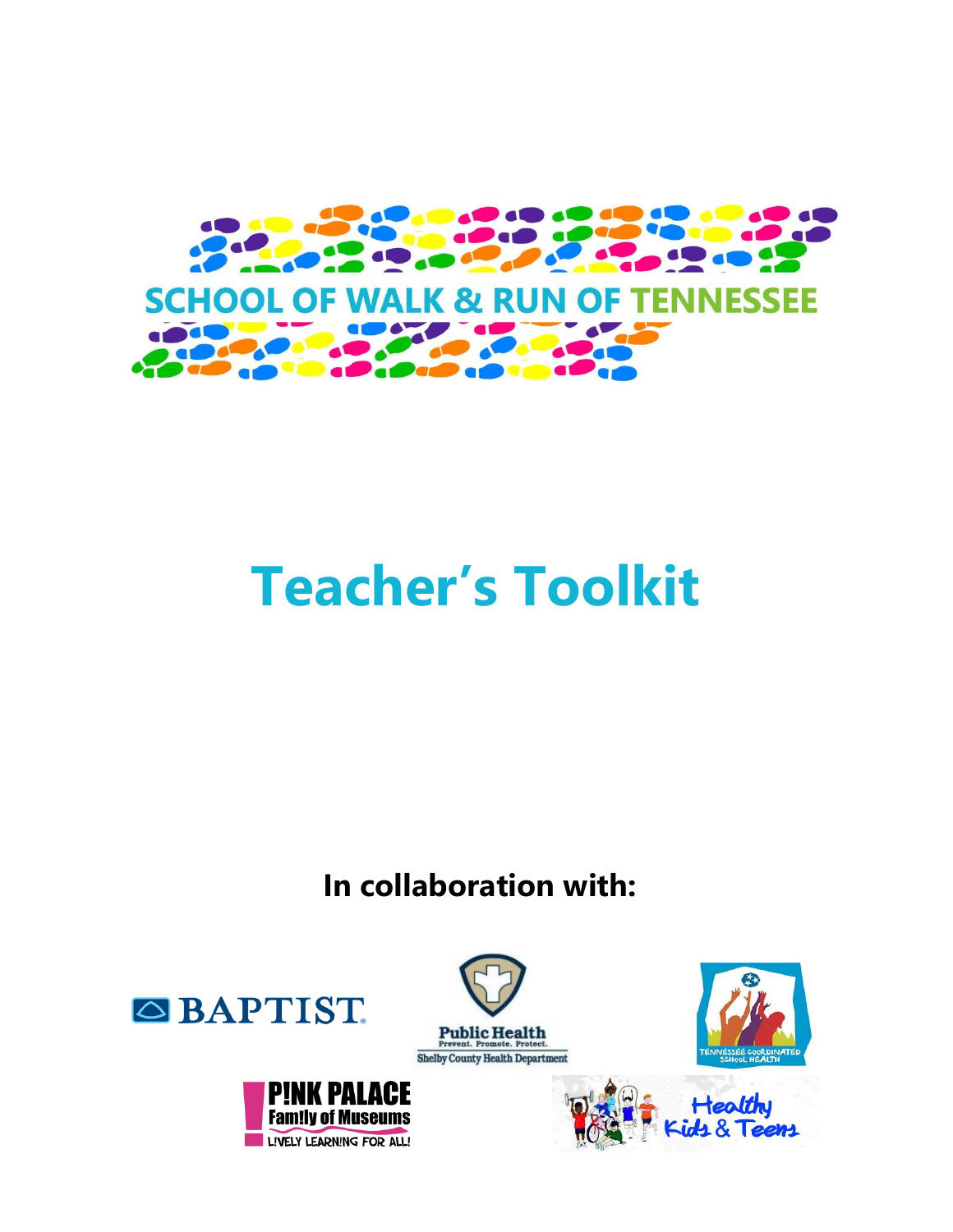SCHOOL OF WALK & RUN OF TENNESSEE

# Teacher's Toolkit

**In collaboration with:**

BAPTIST

Public Health
Prevent. Promote. Protect.
Shelby County Health Department

Tennessee Coordinated School Health

P!NK PALACE
Fam!ly of Museums
L!VELY LEARN!NG FOR ALL!

Healthy Kids & Teens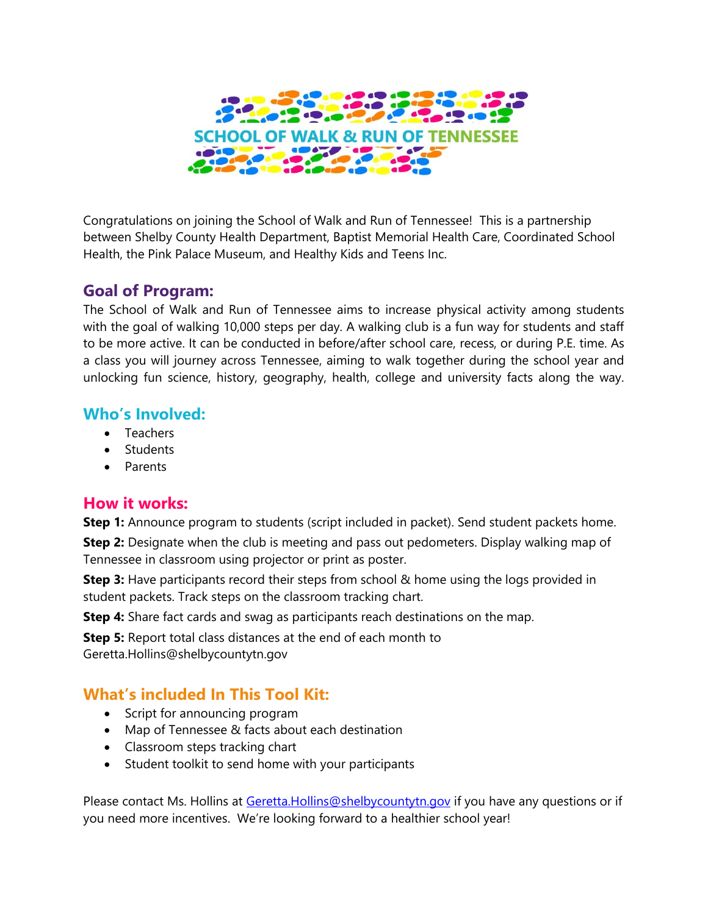# SCHOOL OF WALK & RUN OF TENNESSEE

Congratulations on joining the School of Walk and Run of Tennessee! This is a partnership between Shelby County Health Department, Baptist Memorial Health Care, Coordinated School Health, the Pink Palace Museum, and Healthy Kids and Teens Inc.

## Goal of Program:

The School of Walk and Run of Tennessee aims to increase physical activity among students with the goal of walking 10,000 steps per day. A walking club is a fun way for students and staff to be more active. It can be conducted in before/after school care, recess, or during P.E. time. As a class you will journey across Tennessee, aiming to walk together during the school year and unlocking fun science, history, geography, health, college and university facts along the way.

## Who's Involved:

- Teachers
- Students
- Parents

## How it works:

**Step 1:** Announce program to students (script included in packet). Send student packets home.

**Step 2:** Designate when the club is meeting and pass out pedometers. Display walking map of Tennessee in classroom using projector or print as poster.

**Step 3:** Have participants record their steps from school & home using the logs provided in student packets. Track steps on the classroom tracking chart.

**Step 4:** Share fact cards and swag as participants reach destinations on the map.

**Step 5:** Report total class distances at the end of each month to Geretta.Hollins@shelbycountytn.gov

## What's included In This Tool Kit:

- Script for announcing program
- Map of Tennessee & facts about each destination
- Classroom steps tracking chart
- Student toolkit to send home with your participants

Please contact Ms. Hollins at Geretta.Hollins@shelbycountytn.gov if you have any questions or if you need more incentives. We're looking forward to a healthier school year!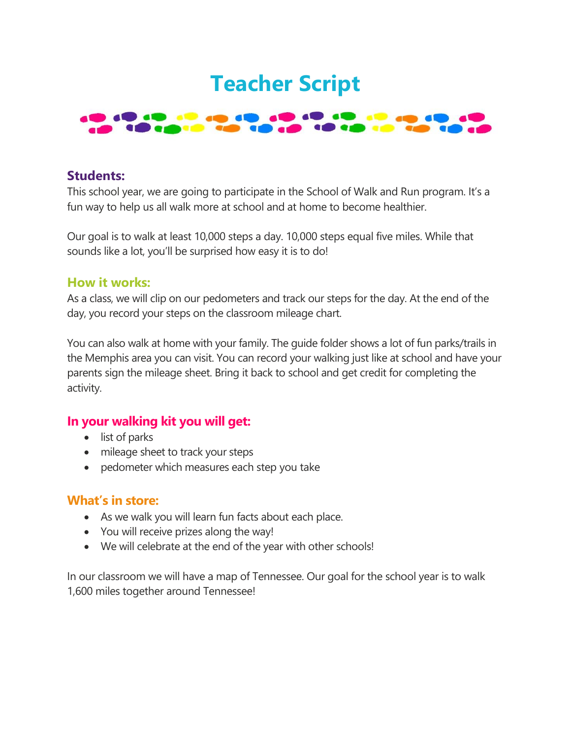# Teacher Script

## Students:

This school year, we are going to participate in the School of Walk and Run program. It's a fun way to help us all walk more at school and at home to become healthier.

Our goal is to walk at least 10,000 steps a day. 10,000 steps equal five miles. While that sounds like a lot, you'll be surprised how easy it is to do!

## How it works:

As a class, we will clip on our pedometers and track our steps for the day. At the end of the day, you record your steps on the classroom mileage chart.

You can also walk at home with your family. The guide folder shows a lot of fun parks/trails in the Memphis area you can visit. You can record your walking just like at school and have your parents sign the mileage sheet. Bring it back to school and get credit for completing the activity.

## In your walking kit you will get:

- list of parks
- mileage sheet to track your steps
- pedometer which measures each step you take

## What's in store:

- As we walk you will learn fun facts about each place.
- You will receive prizes along the way!
- We will celebrate at the end of the year with other schools!

In our classroom we will have a map of Tennessee. Our goal for the school year is to walk 1,600 miles together around Tennessee!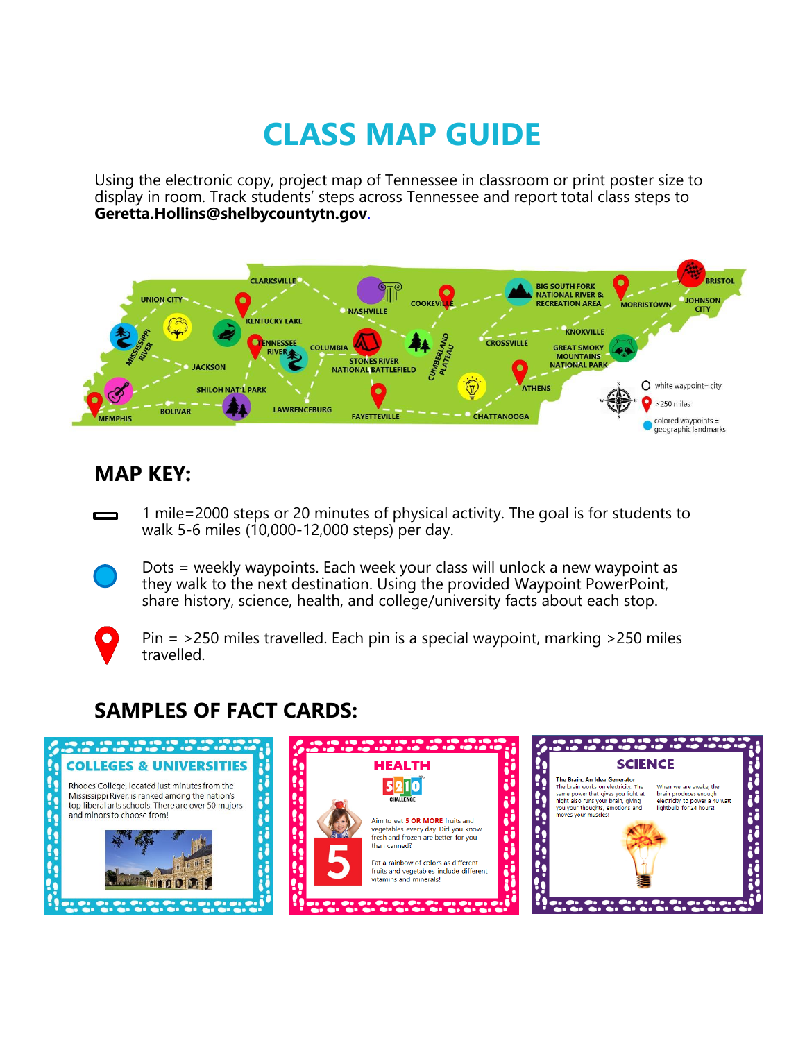# CLASS MAP GUIDE

Using the electronic copy, project map of Tennessee in classroom or print poster size to display in room. Track students' steps across Tennessee and report total class steps to **Geretta.Hollins@shelbycountytn.gov**.

CLARKSVILLE, UNION CITY, NASHVILLE, COOKEVILLE, BIG SOUTH FORK NATIONAL RIVER & RECREATION AREA, MORRISTOWN, BRISTOL, JOHNSON CITY, KENTUCKY LAKE, MISSISSIPPI RIVER, TENNESSEE RIVER, COLUMBIA, STONES RIVER NATIONAL BATTLEFIELD, CUMBERLAND PLATEAU, CROSSVILLE, KNOXVILLE, GREAT SMOKY MOUNTAINS NATIONAL PARK, JACKSON, SHILOH NAT'L PARK, ATHENS, MEMPHIS, BOLIVAR, LAWRENCEBURG, FAYETTEVILLE, CHATTANOOGA

white waypoint= city

> 250 miles

colored waypoints = geographic landmarks

## MAP KEY:

1 mile=2000 steps or 20 minutes of physical activity. The goal is for students to walk 5-6 miles (10,000-12,000 steps) per day.

Dots = weekly waypoints. Each week your class will unlock a new waypoint as they walk to the next destination. Using the provided Waypoint PowerPoint, share history, science, health, and college/university facts about each stop.

Pin = >250 miles travelled. Each pin is a special waypoint, marking >250 miles travelled.

## SAMPLES OF FACT CARDS:

**COLLEGES & UNIVERSITIES**

Rhodes College, located just minutes from the Mississippi River, is ranked among the nation's top liberal arts schools. There are over 50 majors and minors to choose from!

**HEALTH**

5210 CHALLENGE

Aim to eat **5 OR MORE** fruits and vegetables every day. Did you know fresh and frozen are better for you than canned?

Eat a rainbow of colors as different fruits and vegetables include different vitamins and minerals!

**SCIENCE**

**The Brain: An Idea Generator**

The brain works on electricity. The same power that gives you light at night also runs your brain, giving you your thoughts, emotions and moves your muscles!

When we are awake, the brain produces enough electricity to power a 40 watt lightbulb for 24 hours!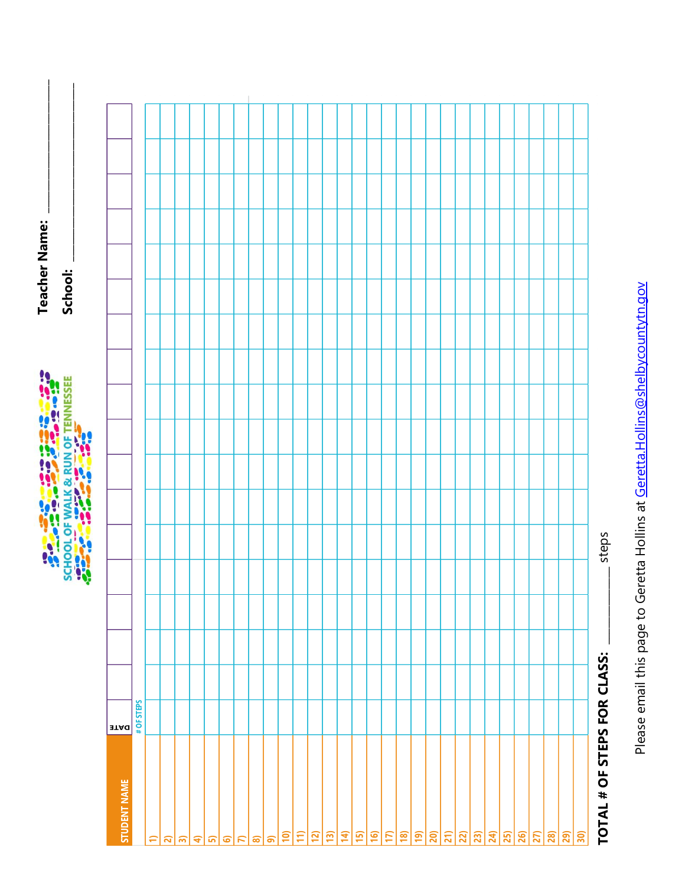SCHOOL OF WALK & RUN OF TENNESSEE

**Teacher Name:** ____________________

**School:** ____________________

| STUDENT NAME | DATE | | | | | | | | | | | | | |
|---|---|---|---|---|---|---|---|---|---|---|---|---|---|---|
| | # OF STEPS | | | | | | | | | | | | | |
| 1) | | | | | | | | | | | | | | |
| 2) | | | | | | | | | | | | | | |
| 3) | | | | | | | | | | | | | | |
| 4) | | | | | | | | | | | | | | |
| 5) | | | | | | | | | | | | | | |
| 6) | | | | | | | | | | | | | | |
| 7) | | | | | | | | | | | | | | |
| 8) | | | | | | | | | | | | | | |
| 9) | | | | | | | | | | | | | | |
| 10) | | | | | | | | | | | | | | |
| 11) | | | | | | | | | | | | | | |
| 12) | | | | | | | | | | | | | | |
| 13) | | | | | | | | | | | | | | |
| 14) | | | | | | | | | | | | | | |
| 15) | | | | | | | | | | | | | | |
| 16) | | | | | | | | | | | | | | |
| 17) | | | | | | | | | | | | | | |
| 18) | | | | | | | | | | | | | | |
| 19) | | | | | | | | | | | | | | |
| 20) | | | | | | | | | | | | | | |
| 21) | | | | | | | | | | | | | | |
| 22) | | | | | | | | | | | | | | |
| 23) | | | | | | | | | | | | | | |
| 24) | | | | | | | | | | | | | | |
| 25) | | | | | | | | | | | | | | |
| 26) | | | | | | | | | | | | | | |
| 27) | | | | | | | | | | | | | | |
| 28) | | | | | | | | | | | | | | |
| 29) | | | | | | | | | | | | | | |
| 30) | | | | | | | | | | | | | | |

**TOTAL # OF STEPS FOR CLASS:** ____________ steps

Please email this page to Geretta Hollins at Geretta.Hollins@shelbycountytn.gov